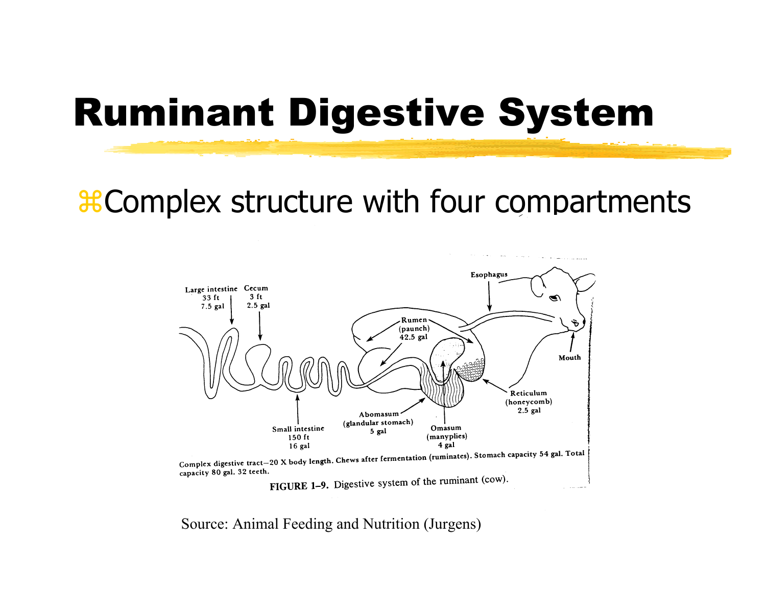# Ruminant Digestive System

- Complex structure with four compartments

Large intestine 33 ft 7.5 gal

Cecum 3 ft 2.5 gal

Esophagus

Rumen (paunch) 42.5 gal

Mouth

Reticulum (honeycomb) 2.5 gal

Small intestine 150 ft 16 gal

Abomasum (glandular stomach) 5 gal

Omasum (manyplies) 4 gal

Complex digestive tract—20 X body length. Chews after fermentation (ruminates). Stomach capacity 54 gal. Total capacity 80 gal. 32 teeth.

**FIGURE 1–9.** Digestive system of the ruminant (cow).

Source: Animal Feeding and Nutrition (Jurgens)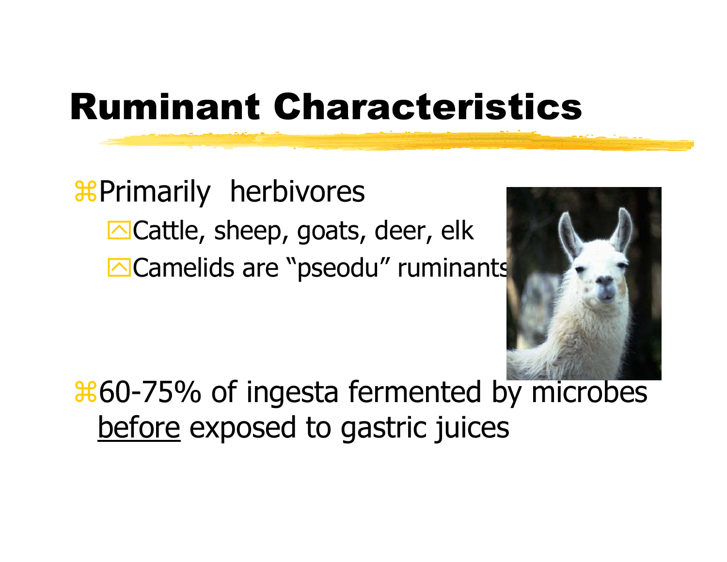# Ruminant Characteristics

- Primarily herbivores
  - Cattle, sheep, goats, deer, elk
  - Camelids are "pseodu" ruminants
- 60-75% of ingesta fermented by microbes before exposed to gastric juices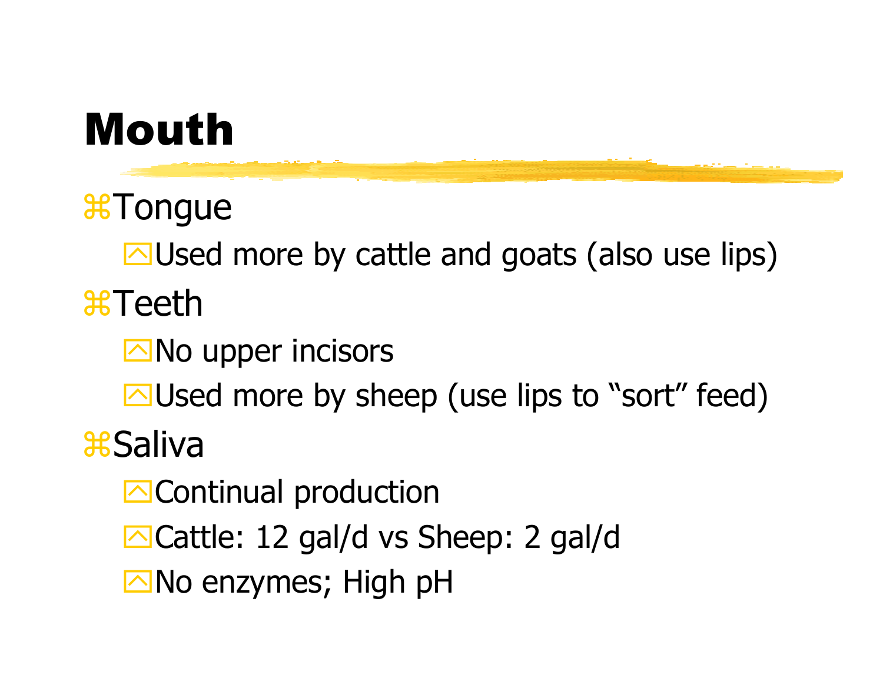# Mouth

- Tongue
  - Used more by cattle and goats (also use lips)
- Teeth
  - No upper incisors
  - Used more by sheep (use lips to "sort" feed)
- Saliva
  - Continual production
  - Cattle: 12 gal/d vs Sheep: 2 gal/d
  - No enzymes; High pH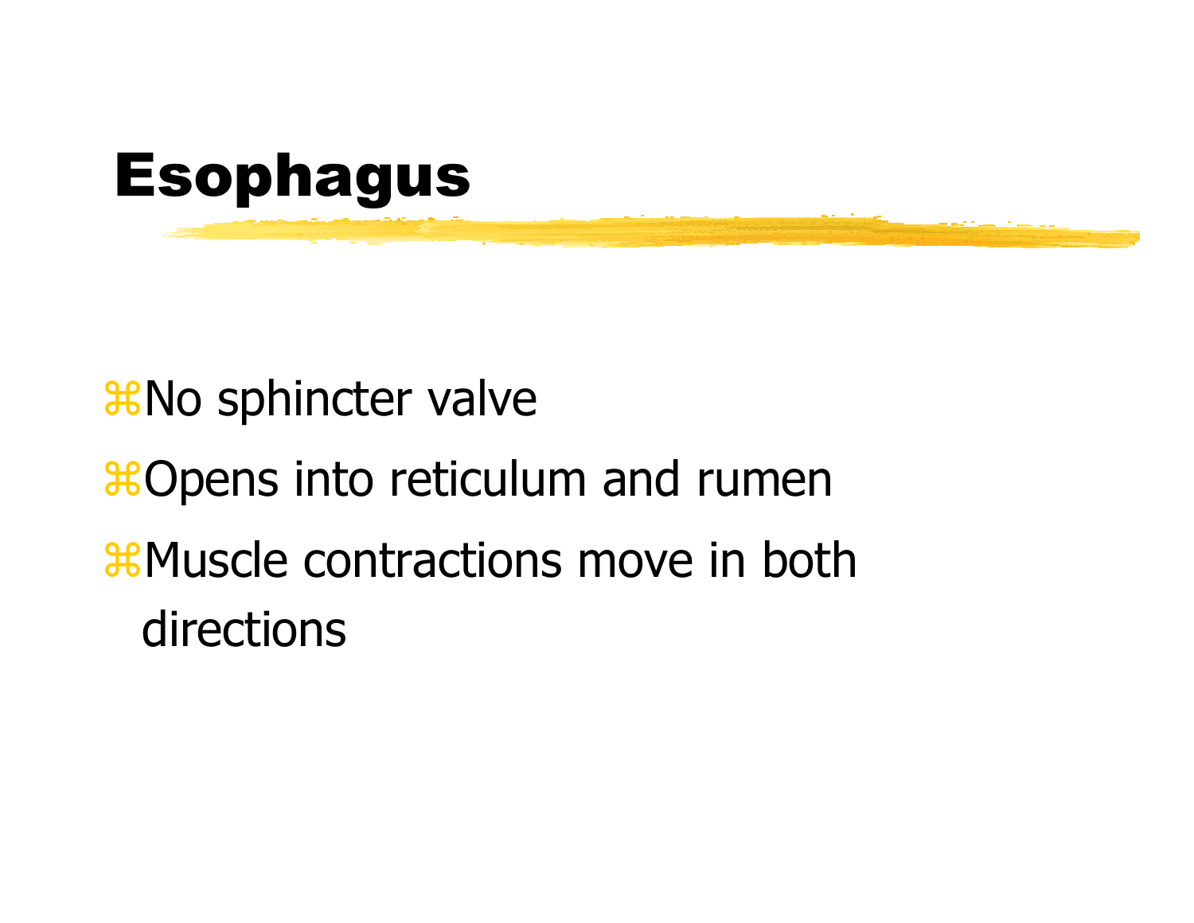# Esophagus

- No sphincter valve
- Opens into reticulum and rumen
- Muscle contractions move in both directions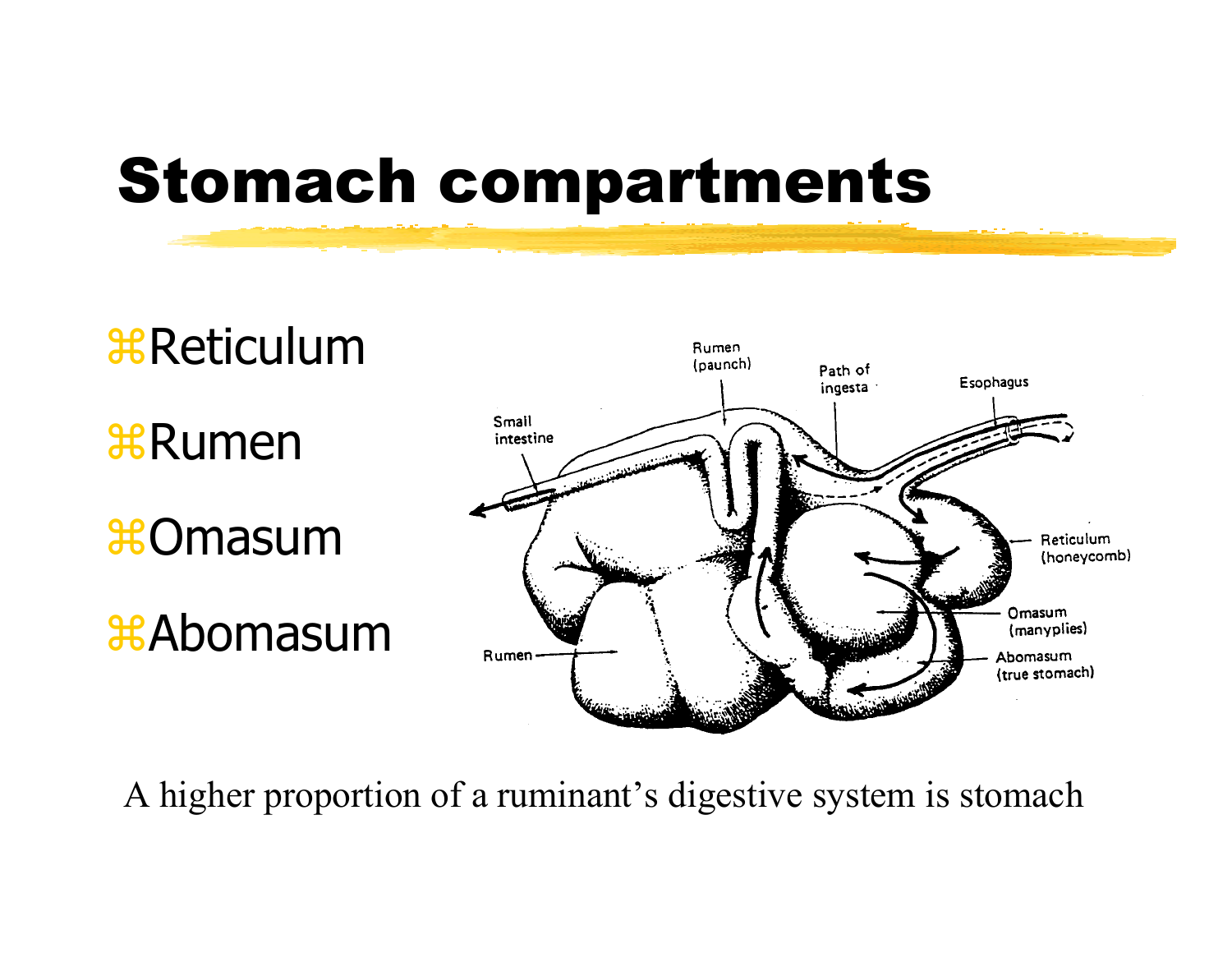# Stomach compartments

- Reticulum
- Rumen
- Omasum
- Abomasum

A higher proportion of a ruminant's digestive system is stomach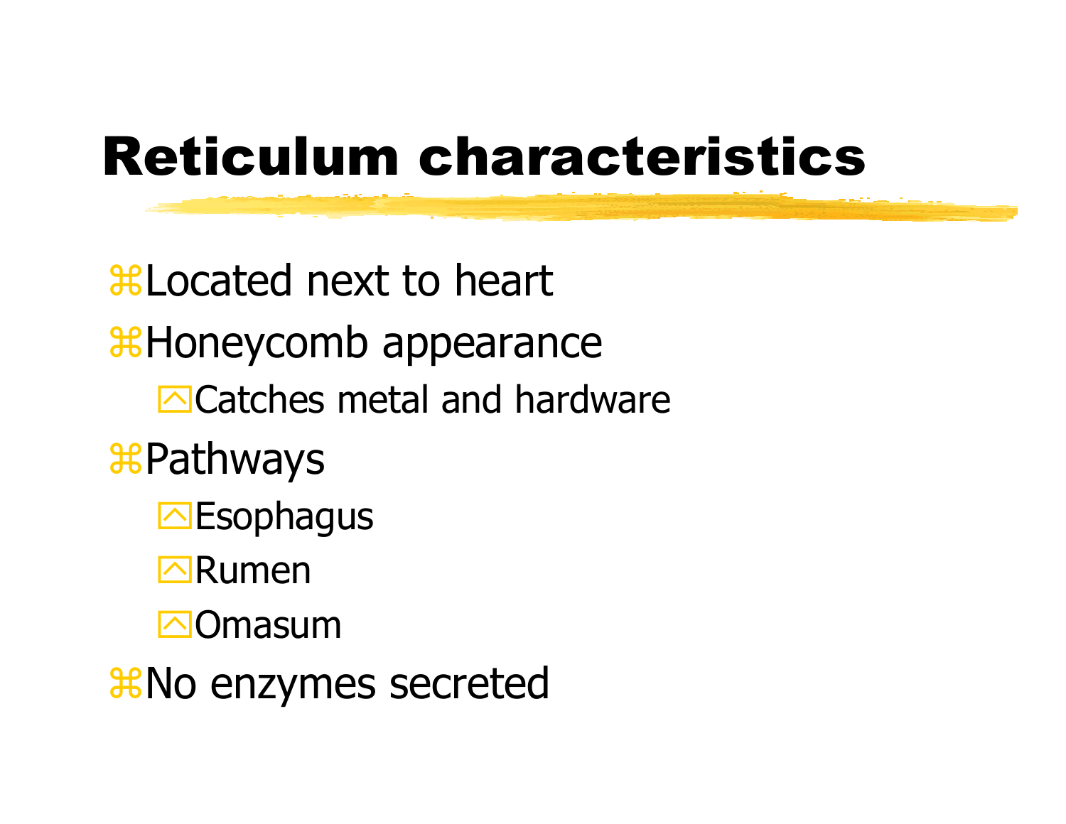# Reticulum characteristics

- Located next to heart
- Honeycomb appearance
  - Catches metal and hardware
- Pathways
  - Esophagus
  - Rumen
  - Omasum
- No enzymes secreted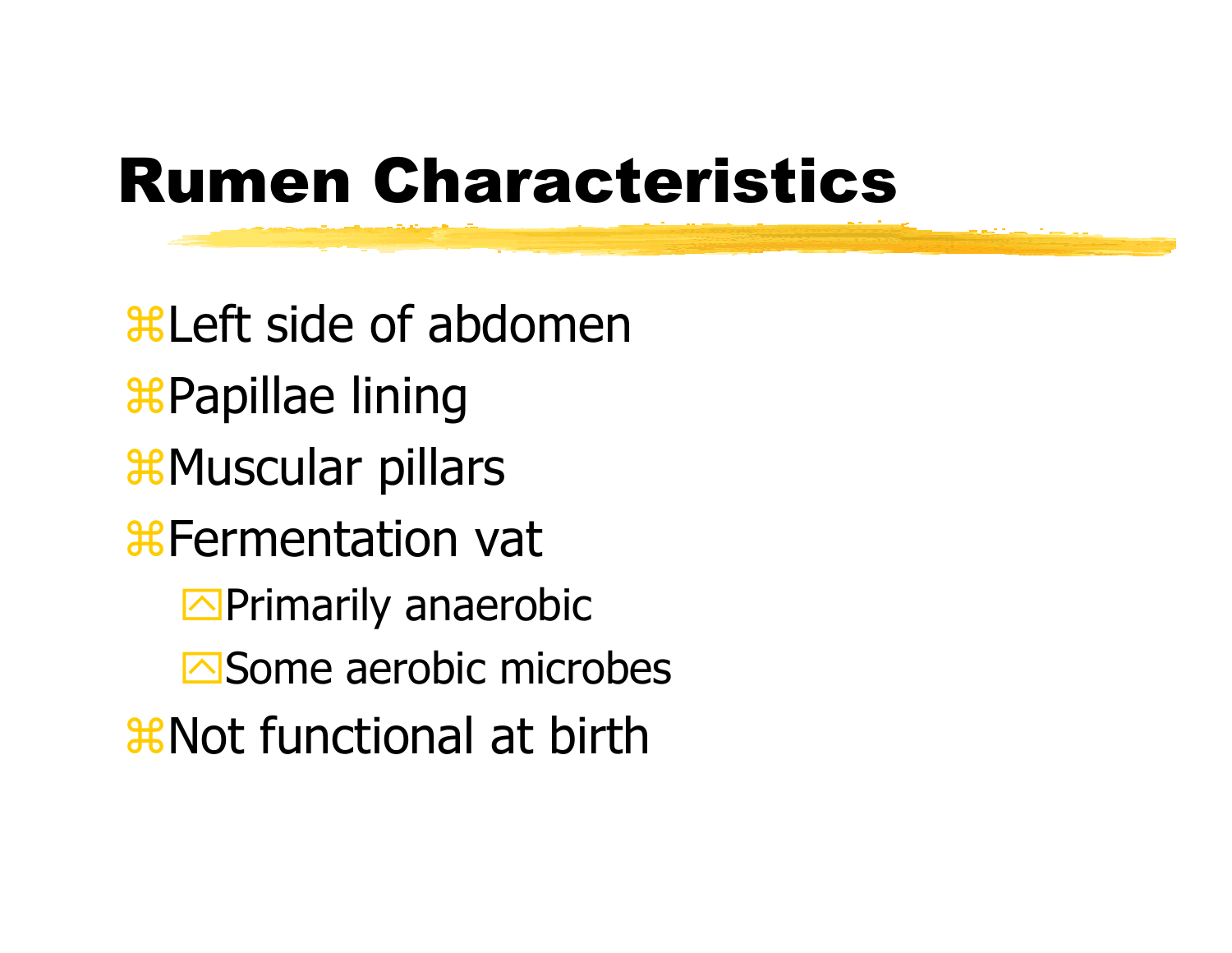# Rumen Characteristics

- Left side of abdomen
- Papillae lining
- Muscular pillars
- Fermentation vat
  - Primarily anaerobic
  - Some aerobic microbes
- Not functional at birth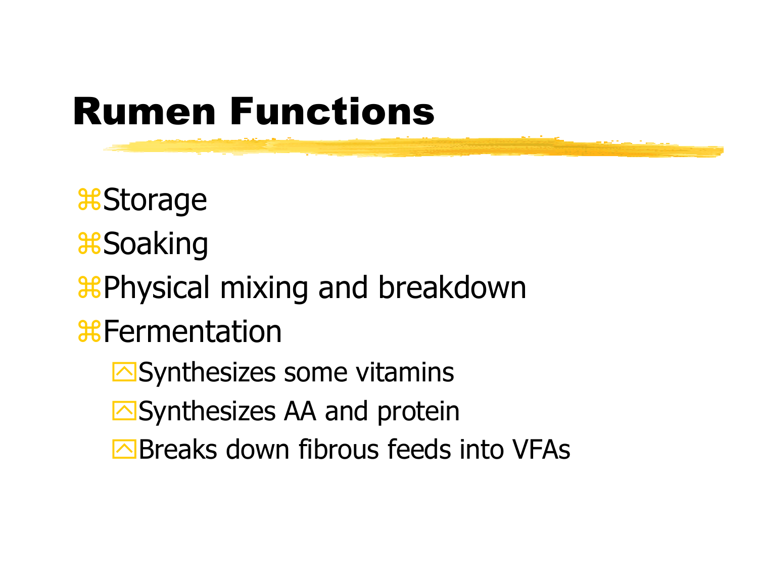# Rumen Functions

- Storage
- Soaking
- Physical mixing and breakdown
- Fermentation
  - Synthesizes some vitamins
  - Synthesizes AA and protein
  - Breaks down fibrous feeds into VFAs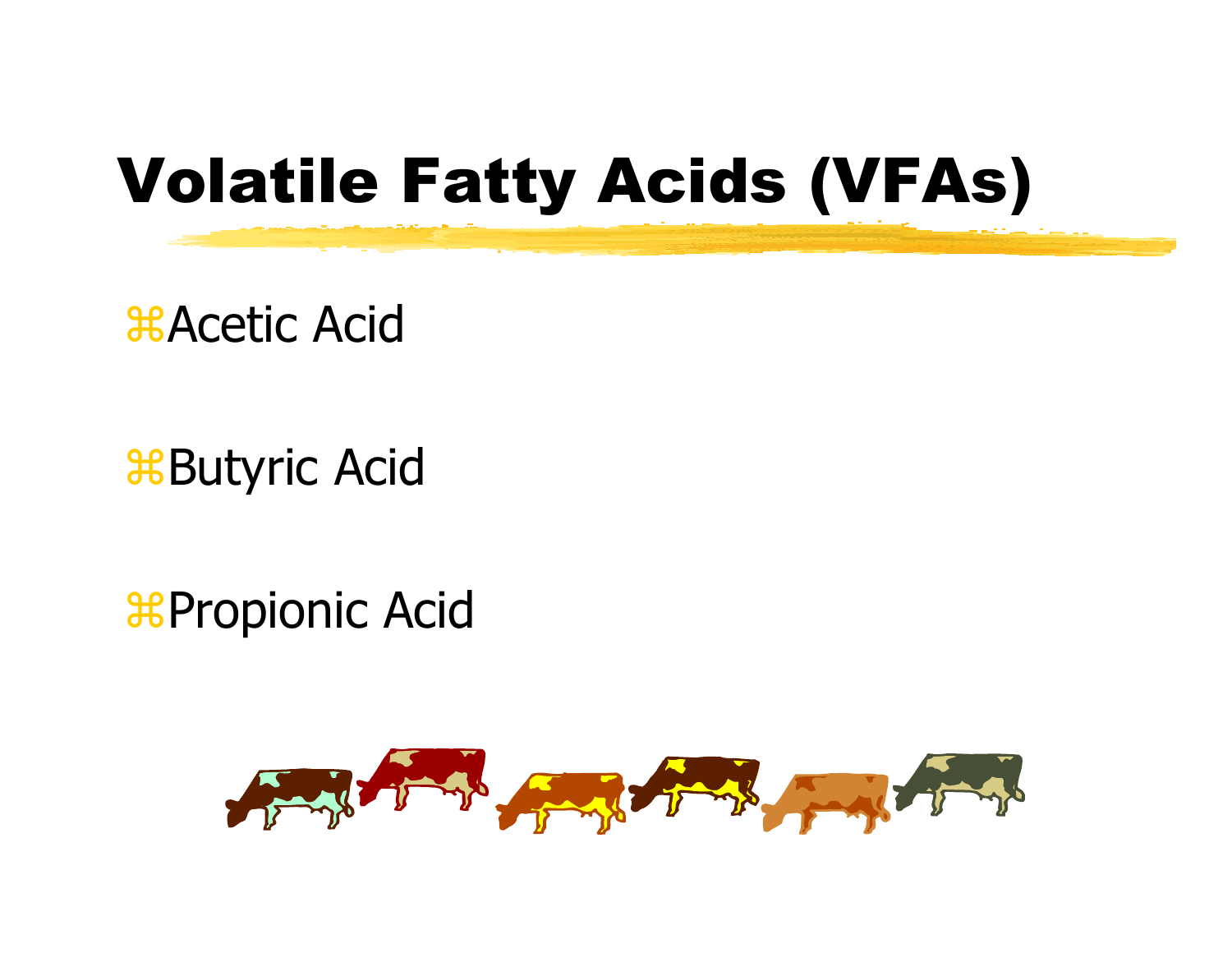# Volatile Fatty Acids (VFAs)

- Acetic Acid
- Butyric Acid
- Propionic Acid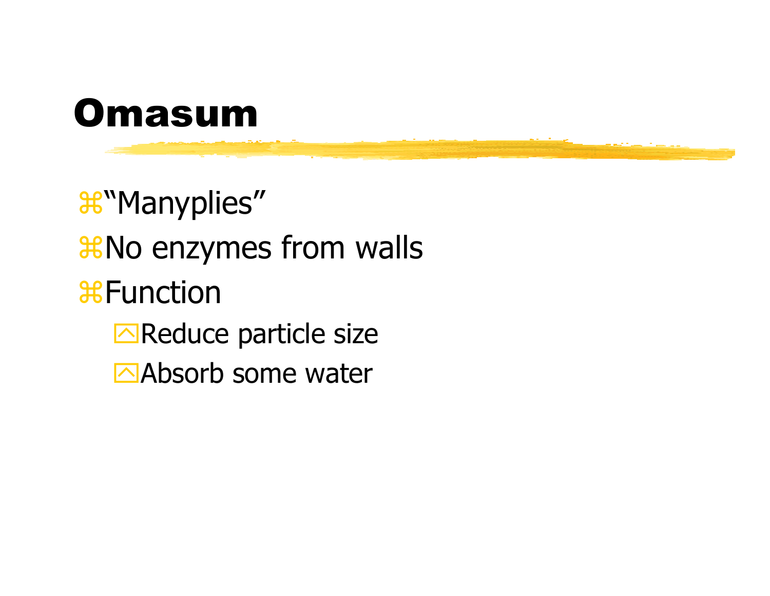# Omasum

- “Manyplies”
- No enzymes from walls
- Function
  - Reduce particle size
  - Absorb some water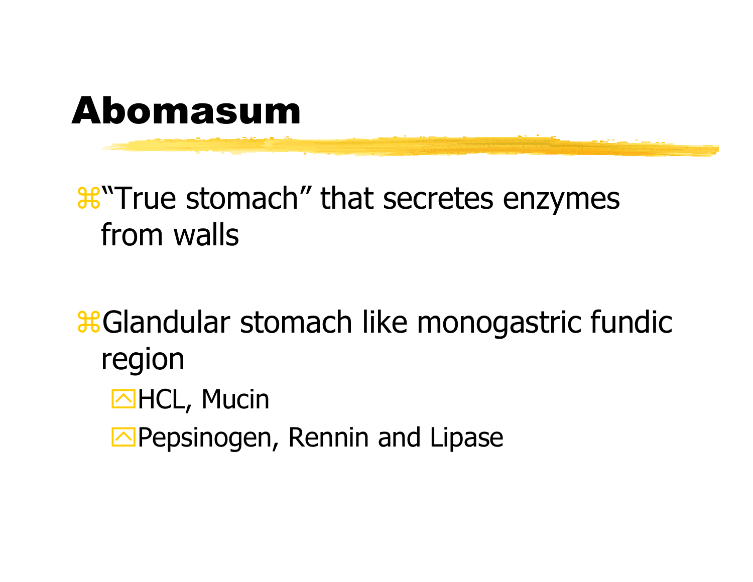# Abomasum

- "True stomach" that secretes enzymes from walls
- Glandular stomach like monogastric fundic region
  - HCL, Mucin
  - Pepsinogen, Rennin and Lipase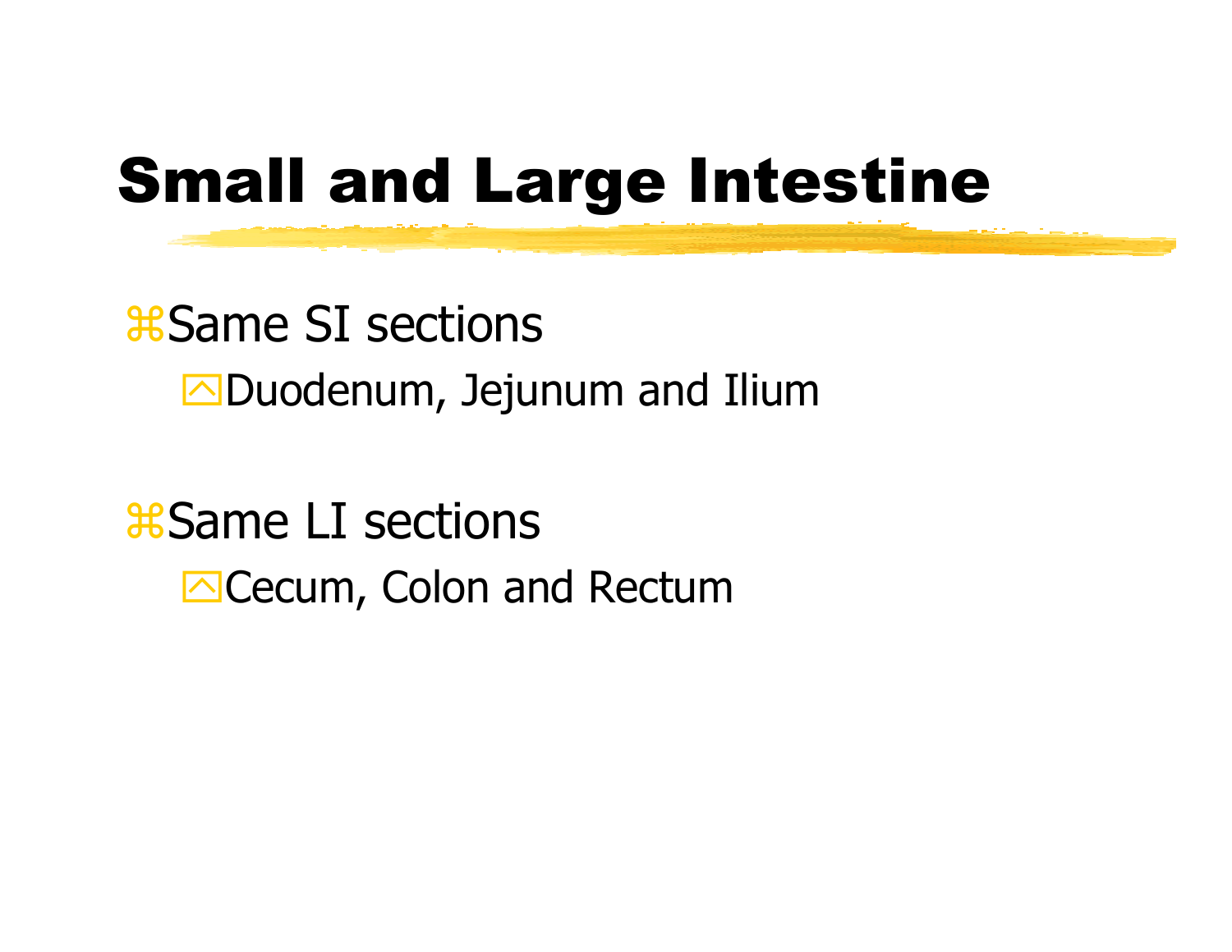# Small and Large Intestine

- Same SI sections
  - Duodenum, Jejunum and Ilium
- Same LI sections
  - Cecum, Colon and Rectum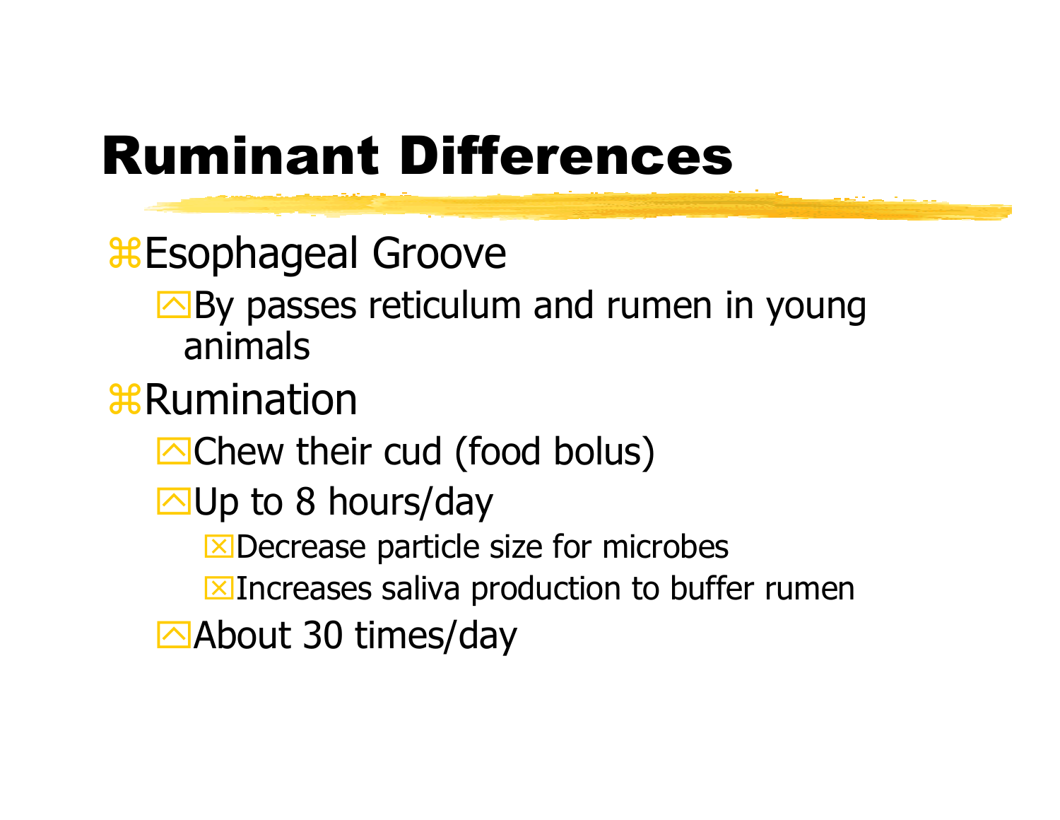# Ruminant Differences

- Esophageal Groove
  - By passes reticulum and rumen in young animals
- Rumination
  - Chew their cud (food bolus)
  - Up to 8 hours/day
    - Decrease particle size for microbes
    - Increases saliva production to buffer rumen
  - About 30 times/day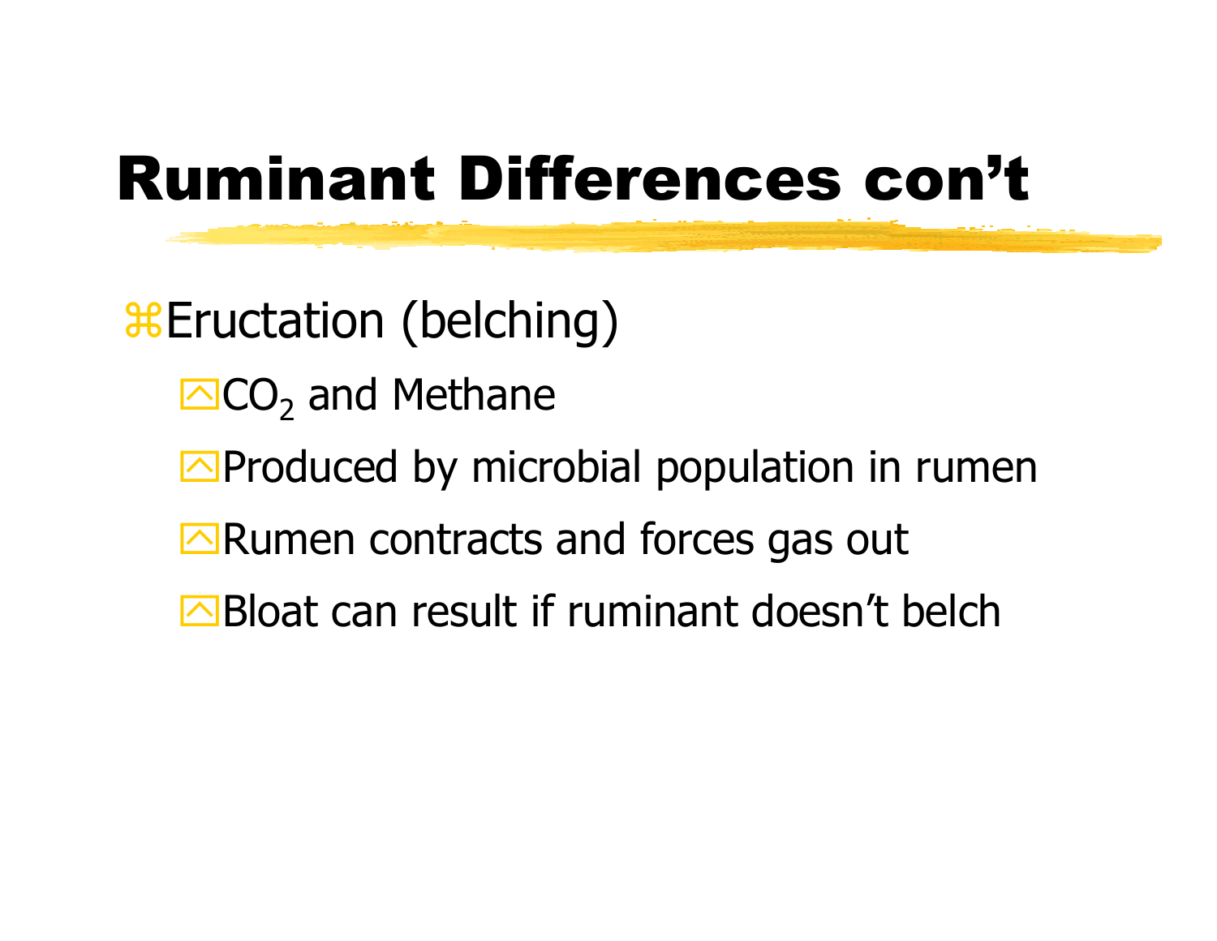# Ruminant Differences con't

- Eructation (belching)
  - $CO_2$ and Methane
  - Produced by microbial population in rumen
  - Rumen contracts and forces gas out
  - Bloat can result if ruminant doesn't belch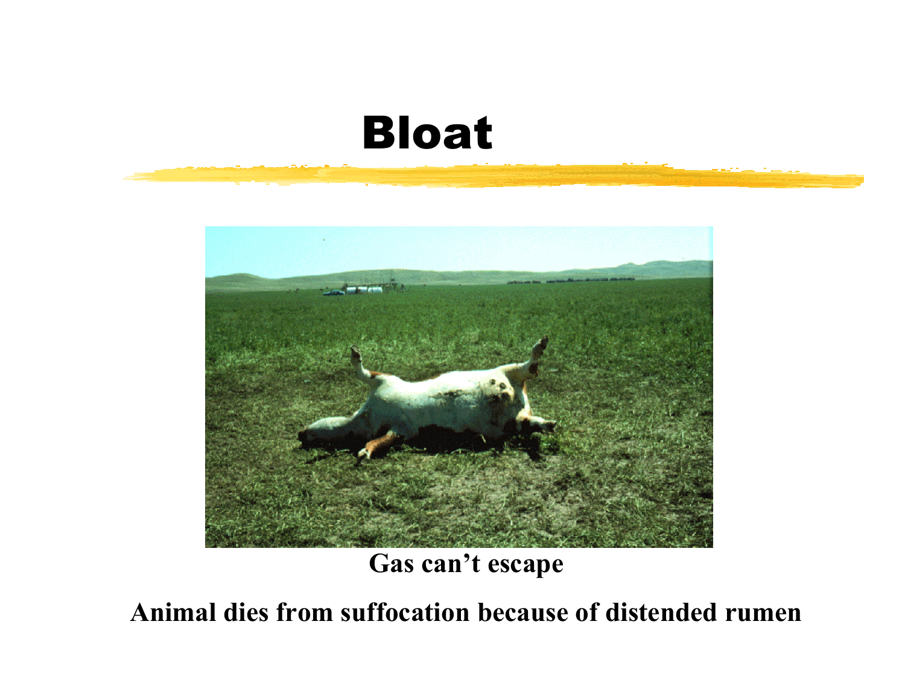# Bloat

**Gas can’t escape**

**Animal dies from suffocation because of distended rumen**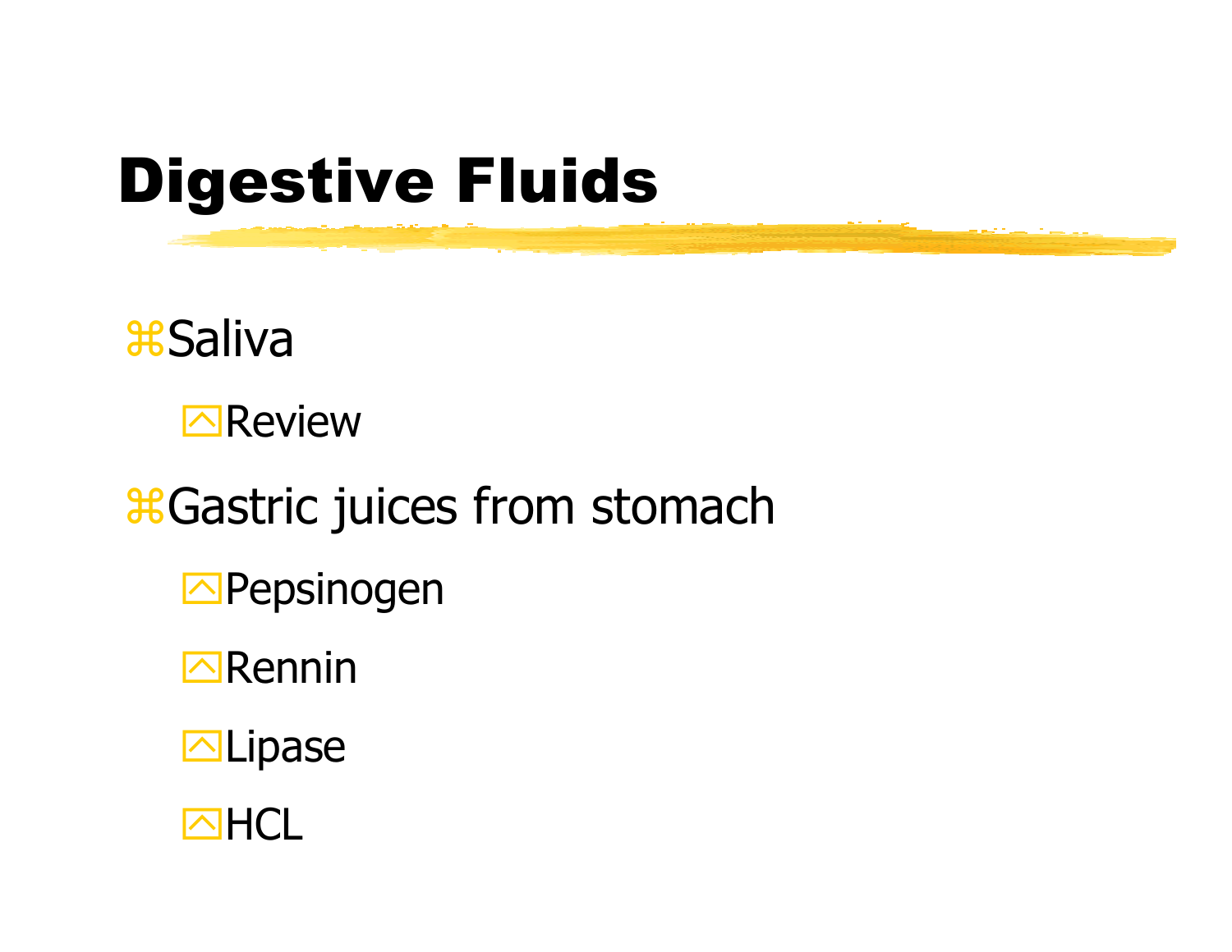# Digestive Fluids

- Saliva
  - Review
- Gastric juices from stomach
  - Pepsinogen
  - Rennin
  - Lipase
  - HCL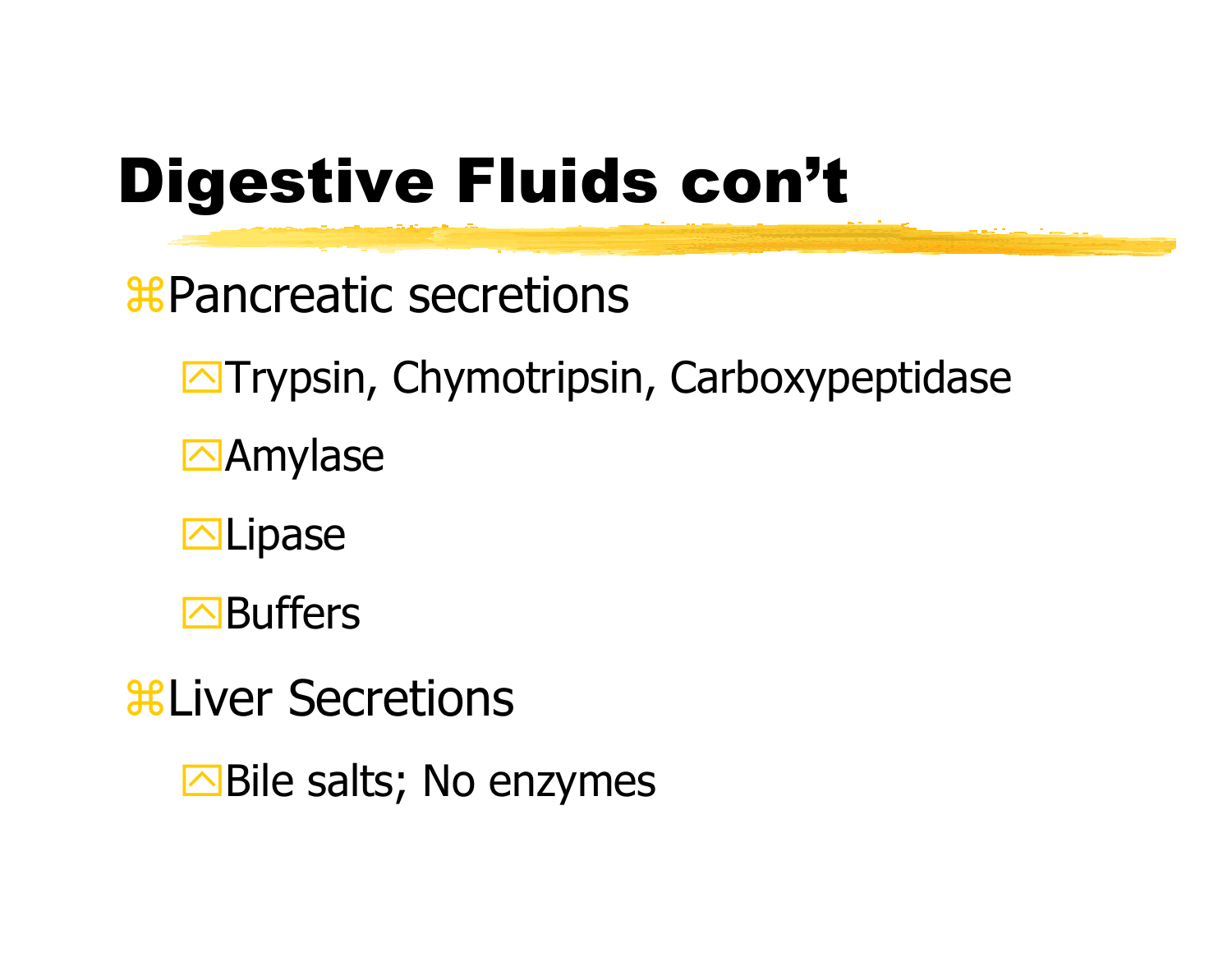# Digestive Fluids con’t

- Pancreatic secretions
  - Trypsin, Chymotripsin, Carboxypeptidase
  - Amylase
  - Lipase
  - Buffers
- Liver Secretions
  - Bile salts; No enzymes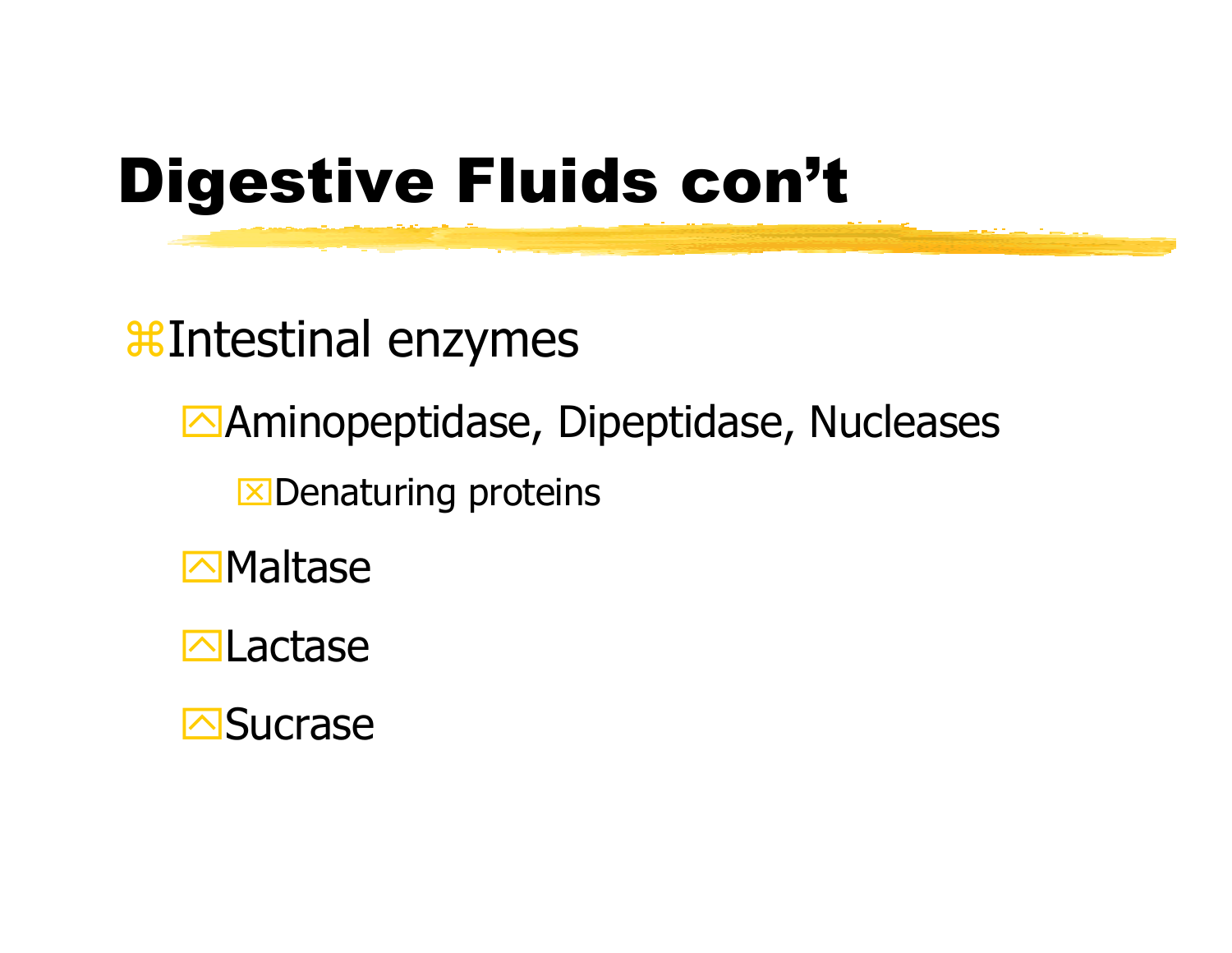# Digestive Fluids con't

- Intestinal enzymes
  - Aminopeptidase, Dipeptidase, Nucleases
    - Denaturing proteins
  - Maltase
  - Lactase
  - Sucrase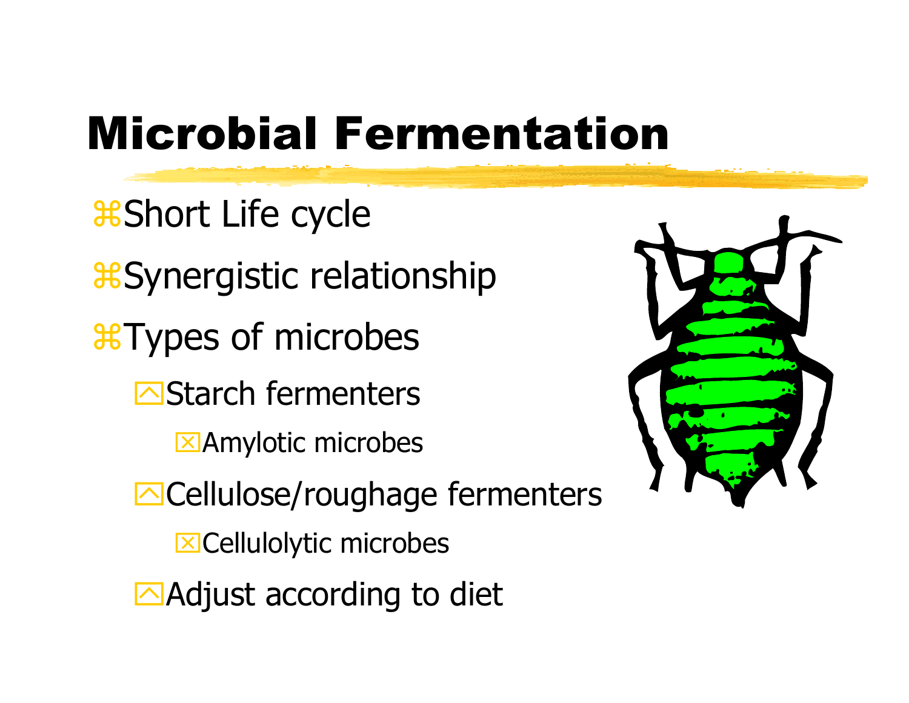# Microbial Fermentation

- Short Life cycle
- Synergistic relationship
- Types of microbes
  - Starch fermenters
    - Amylotic microbes
  - Cellulose/roughage fermenters
    - Cellulolytic microbes
  - Adjust according to diet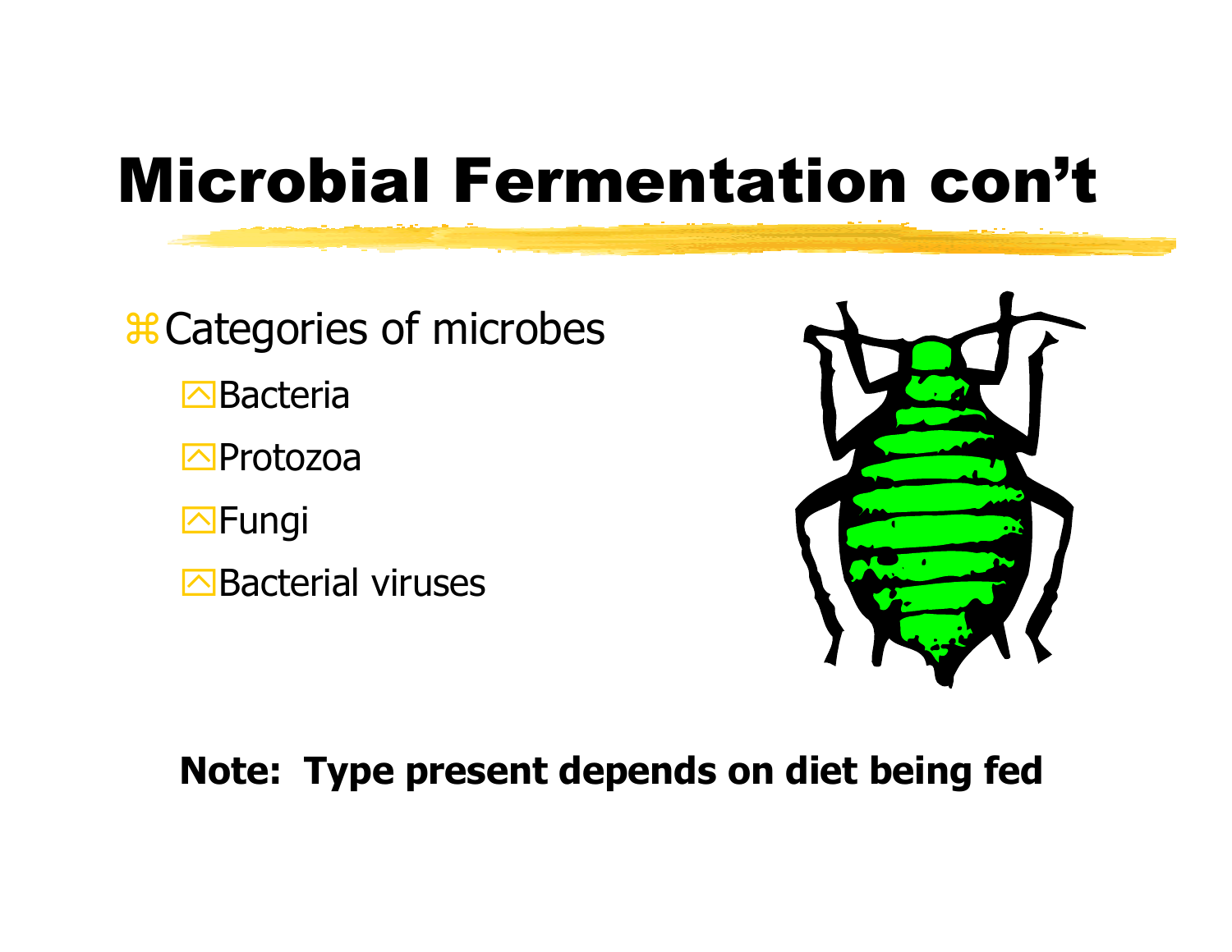# Microbial Fermentation con't

- Categories of microbes
  - Bacteria
  - Protozoa
  - Fungi
  - Bacterial viruses

**Note: Type present depends on diet being fed**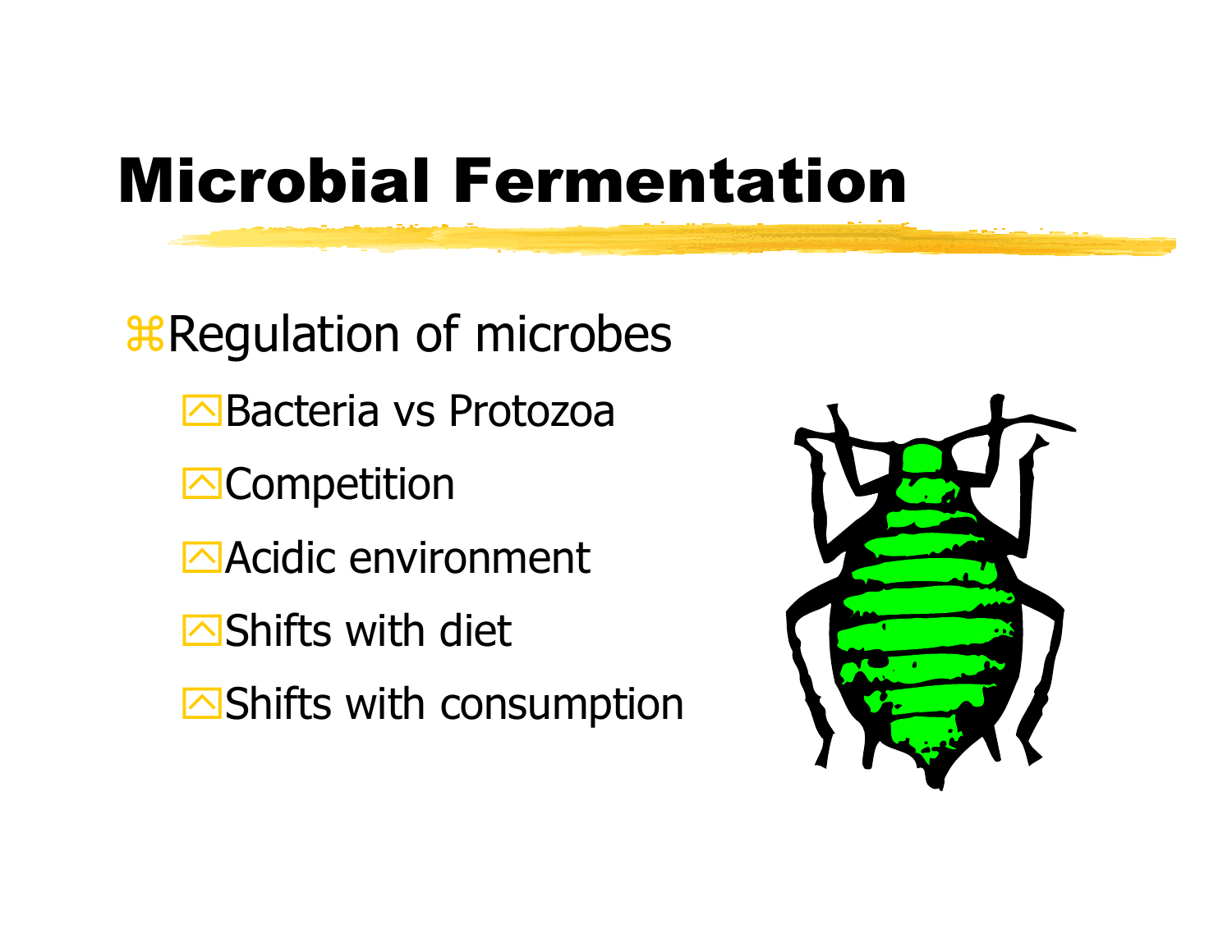# Microbial Fermentation

- Regulation of microbes
  - Bacteria vs Protozoa
  - Competition
  - Acidic environment
  - Shifts with diet
  - Shifts with consumption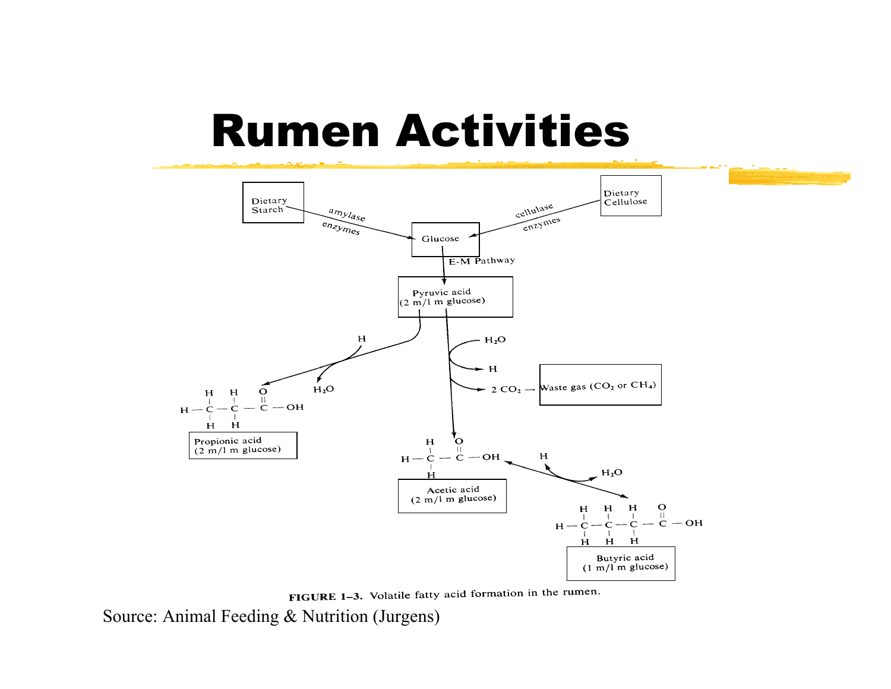# Rumen Activities

Dietary Starch → (amylase enzymes) → Glucose

Dietary Cellulose → (cellulase enzymes) → Glucose

Glucose → (E-M Pathway) → Pyruvic acid (2 m/1 m glucose)

Pyruvic acid + H → $H_2O$ + Propionic acid (2 m/1 m glucose)

Pyruvic acid + $H_2O$ → H + 2 $CO_2$ → Waste gas ($CO_2$ or $CH_4$); Acetic acid (2 m/1 m glucose)

Acetic acid + H ⇄ $H_2O$ + Butyric acid (1 m/1 m glucose)

**FIGURE 1–3.** Volatile fatty acid formation in the rumen.

Source: Animal Feeding & Nutrition (Jurgens)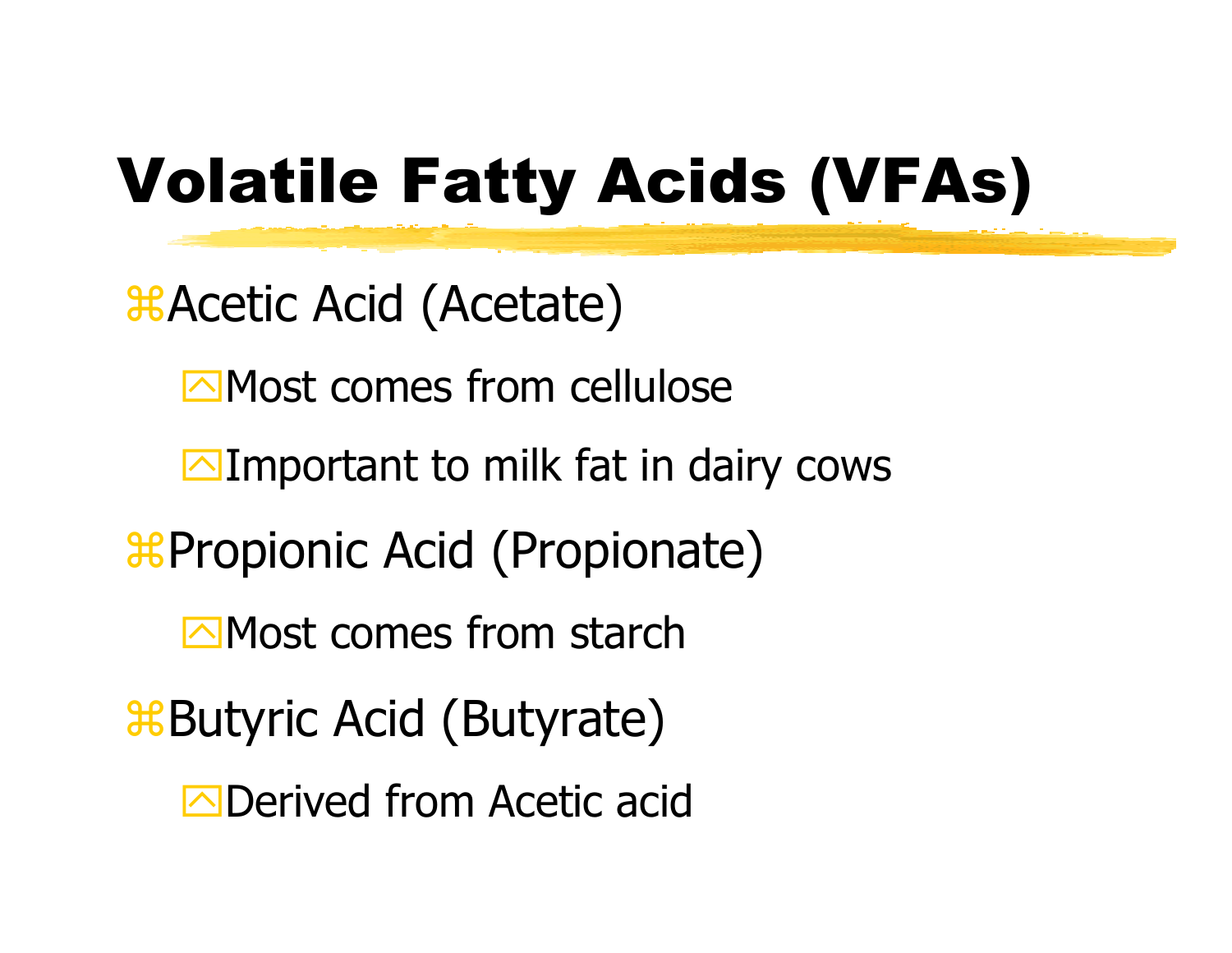# Volatile Fatty Acids (VFAs)

- Acetic Acid (Acetate)
  - Most comes from cellulose
  - Important to milk fat in dairy cows
- Propionic Acid (Propionate)
  - Most comes from starch
- Butyric Acid (Butyrate)
  - Derived from Acetic acid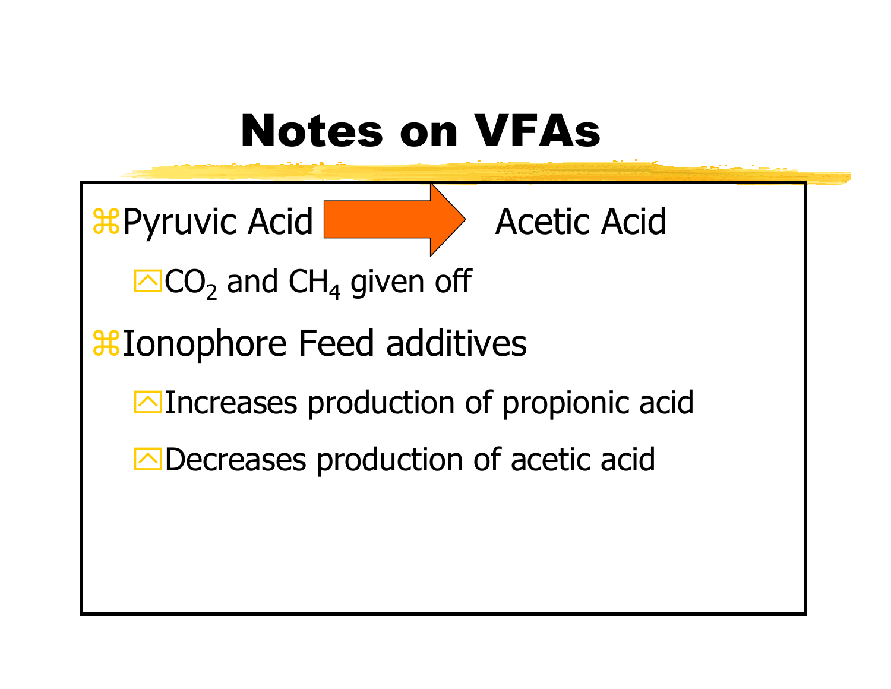# Notes on VFAs

- Pyruvic Acid → Acetic Acid
  - $CO_2$ and $CH_4$ given off
- Ionophore Feed additives
  - Increases production of propionic acid
  - Decreases production of acetic acid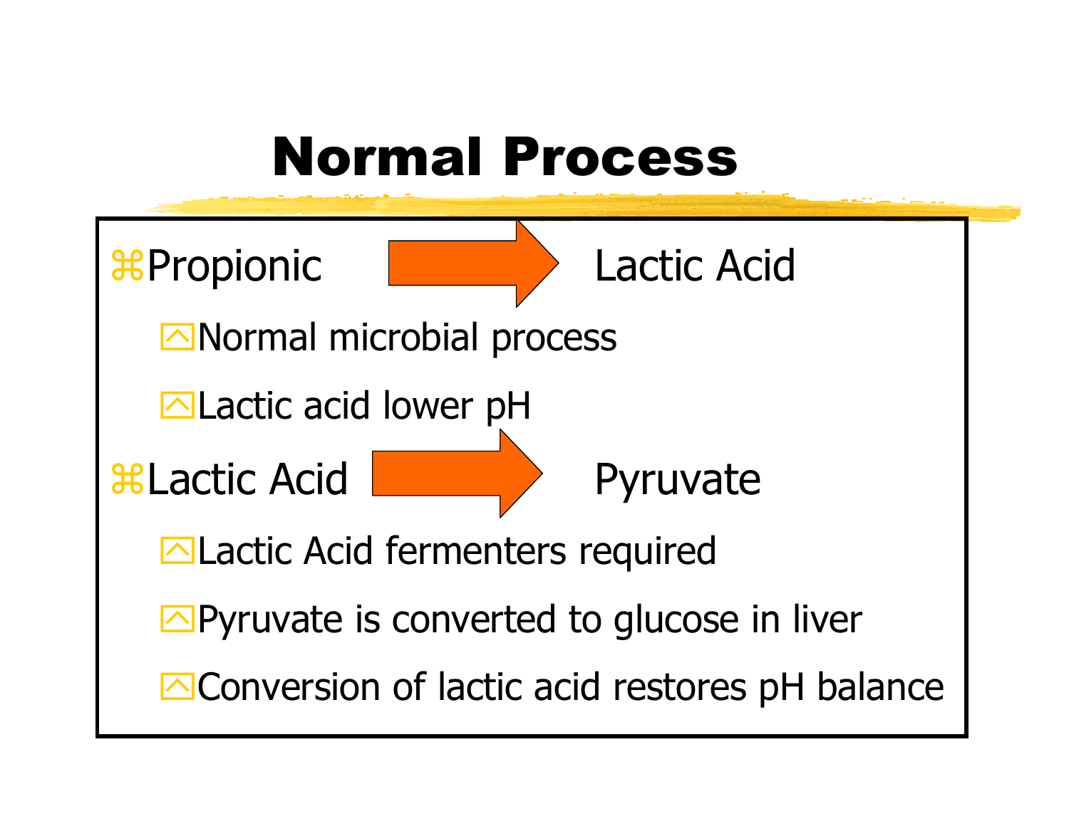# Normal Process

- Propionic → Lactic Acid
  - Normal microbial process
  - Lactic acid lower pH
- Lactic Acid → Pyruvate
  - Lactic Acid fermenters required
  - Pyruvate is converted to glucose in liver
  - Conversion of lactic acid restores pH balance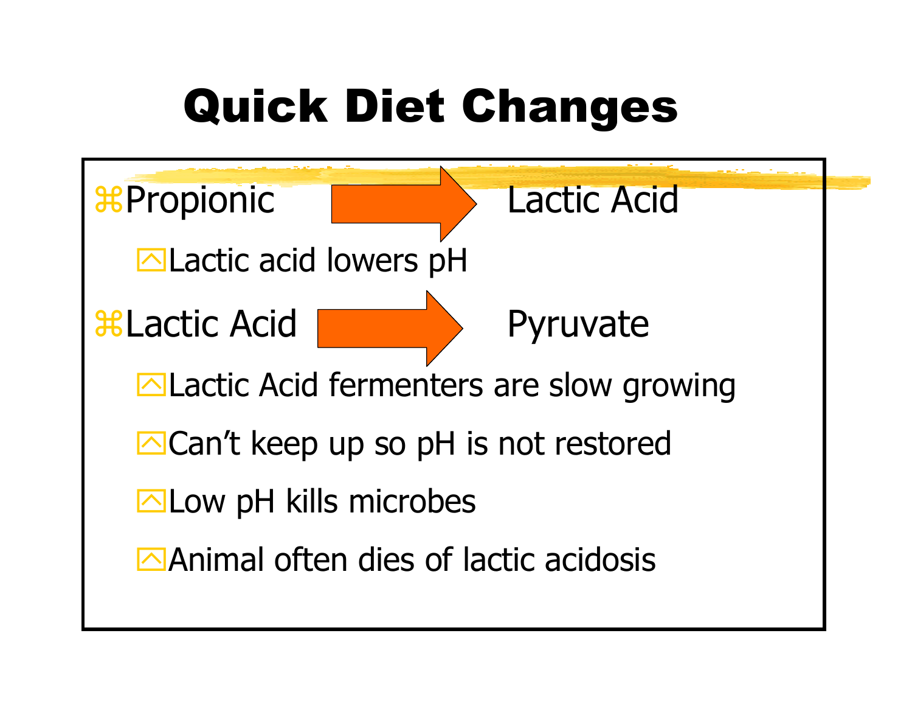# Quick Diet Changes

- Propionic → Lactic Acid
  - Lactic acid lowers pH
- Lactic Acid → Pyruvate
  - Lactic Acid fermenters are slow growing
  - Can't keep up so pH is not restored
  - Low pH kills microbes
  - Animal often dies of lactic acidosis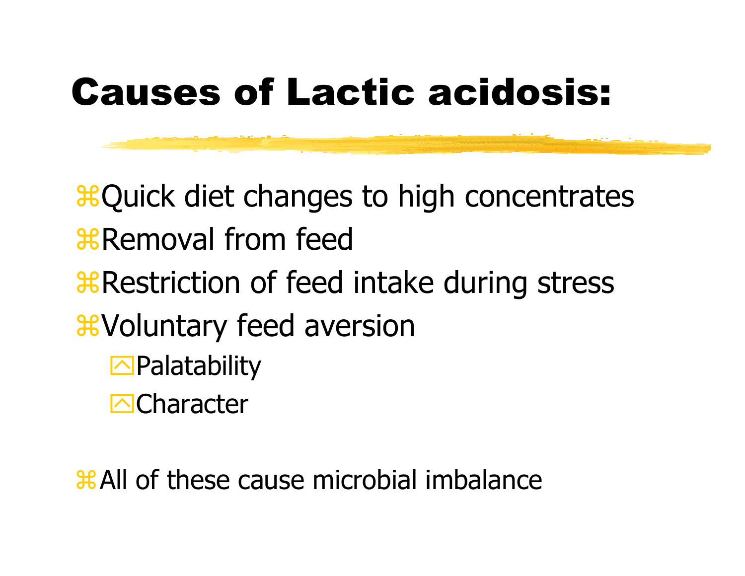# Causes of Lactic acidosis:

- Quick diet changes to high concentrates
- Removal from feed
- Restriction of feed intake during stress
- Voluntary feed aversion
  - Palatability
  - Character

- All of these cause microbial imbalance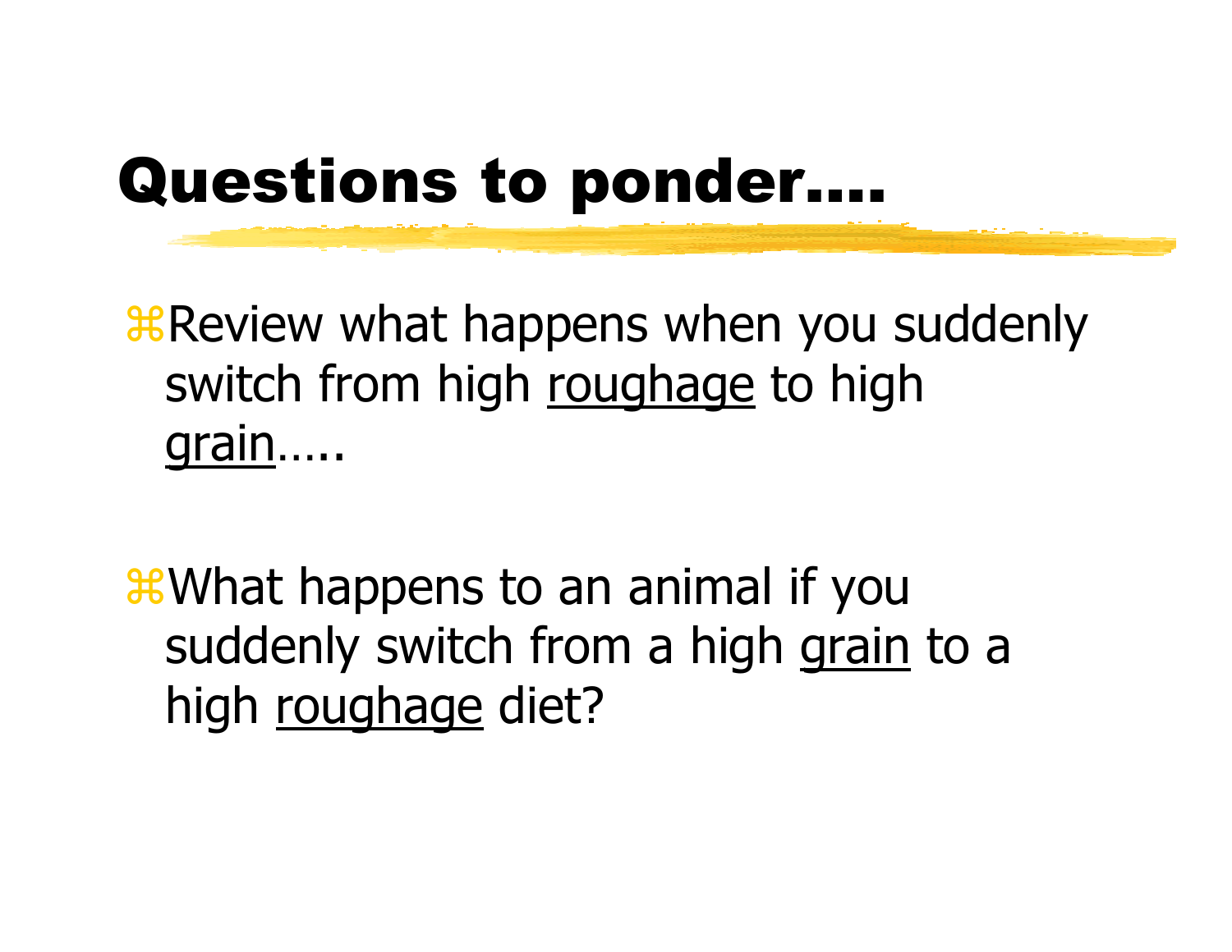# Questions to ponder....

- Review what happens when you suddenly switch from high <u>roughage</u> to high <u>grain</u>.....

- What happens to an animal if you suddenly switch from a high <u>grain</u> to a high <u>roughage</u> diet?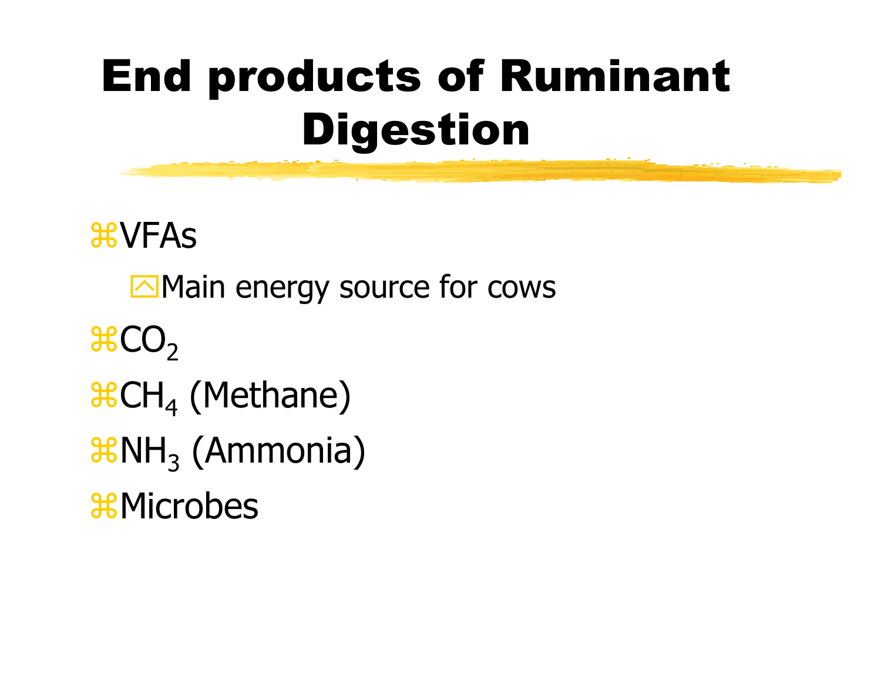# End products of Ruminant Digestion

- VFAs
  - Main energy source for cows
- $CO_2$
- $CH_4$ (Methane)
- $NH_3$ (Ammonia)
- Microbes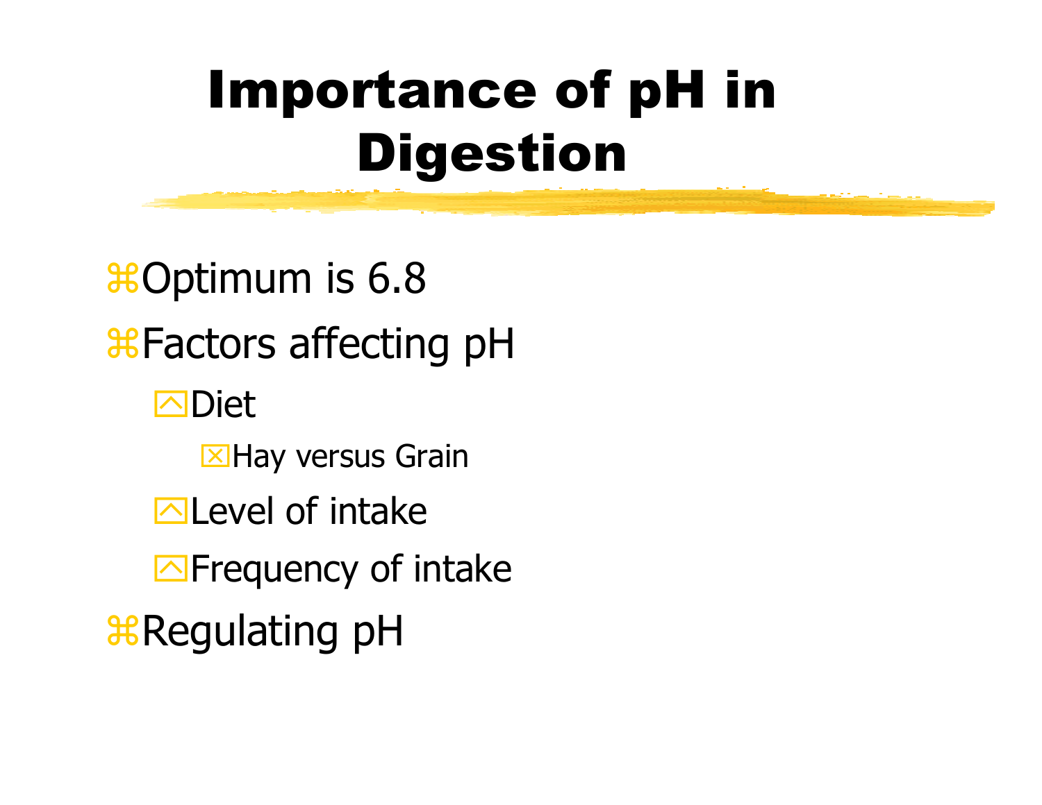# Importance of pH in Digestion

- Optimum is 6.8
- Factors affecting pH
  - Diet
    - Hay versus Grain
  - Level of intake
  - Frequency of intake
- Regulating pH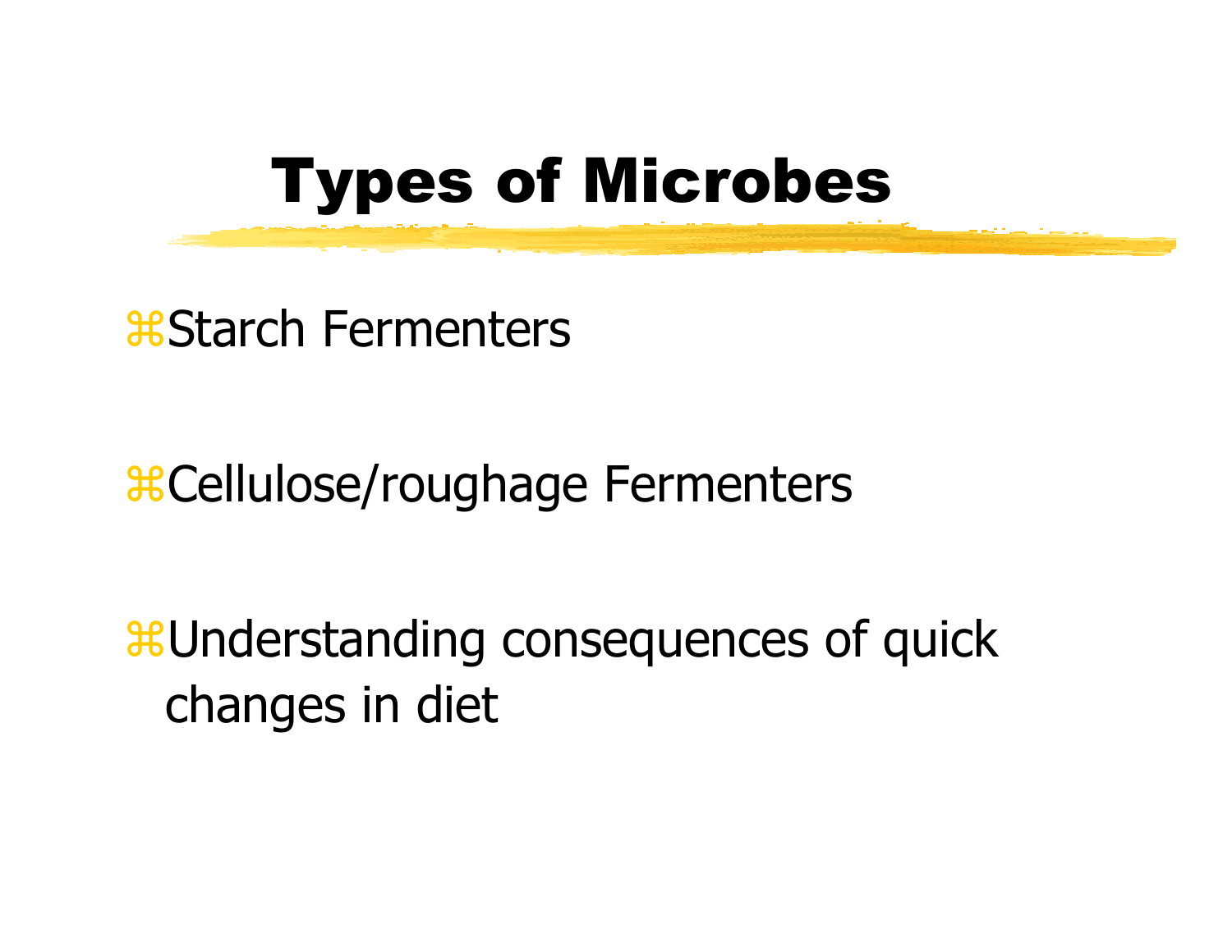# Types of Microbes

- Starch Fermenters
- Cellulose/roughage Fermenters
- Understanding consequences of quick changes in diet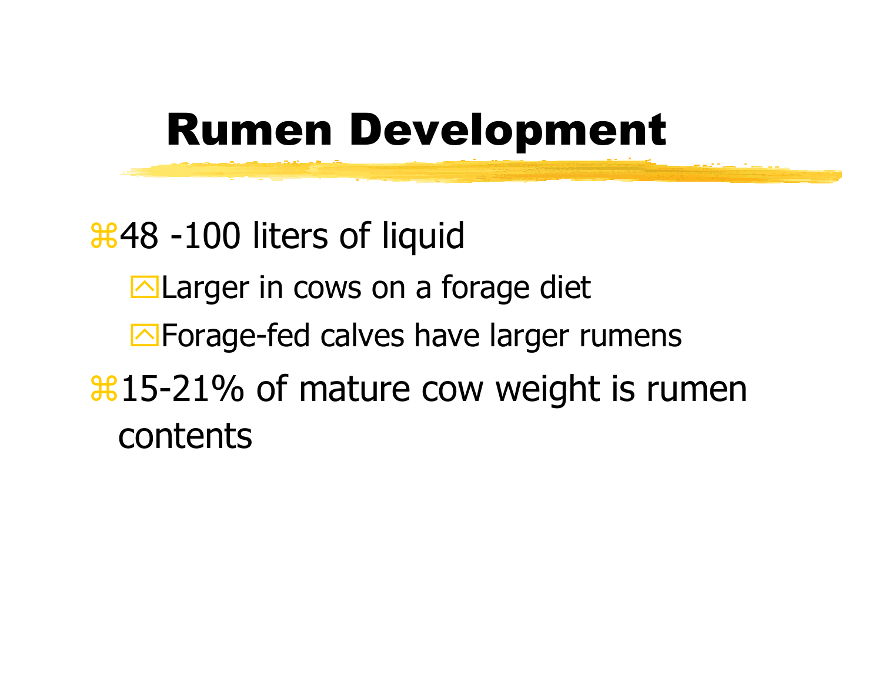# Rumen Development

- 48 -100 liters of liquid
  - Larger in cows on a forage diet
  - Forage-fed calves have larger rumens
- 15-21% of mature cow weight is rumen contents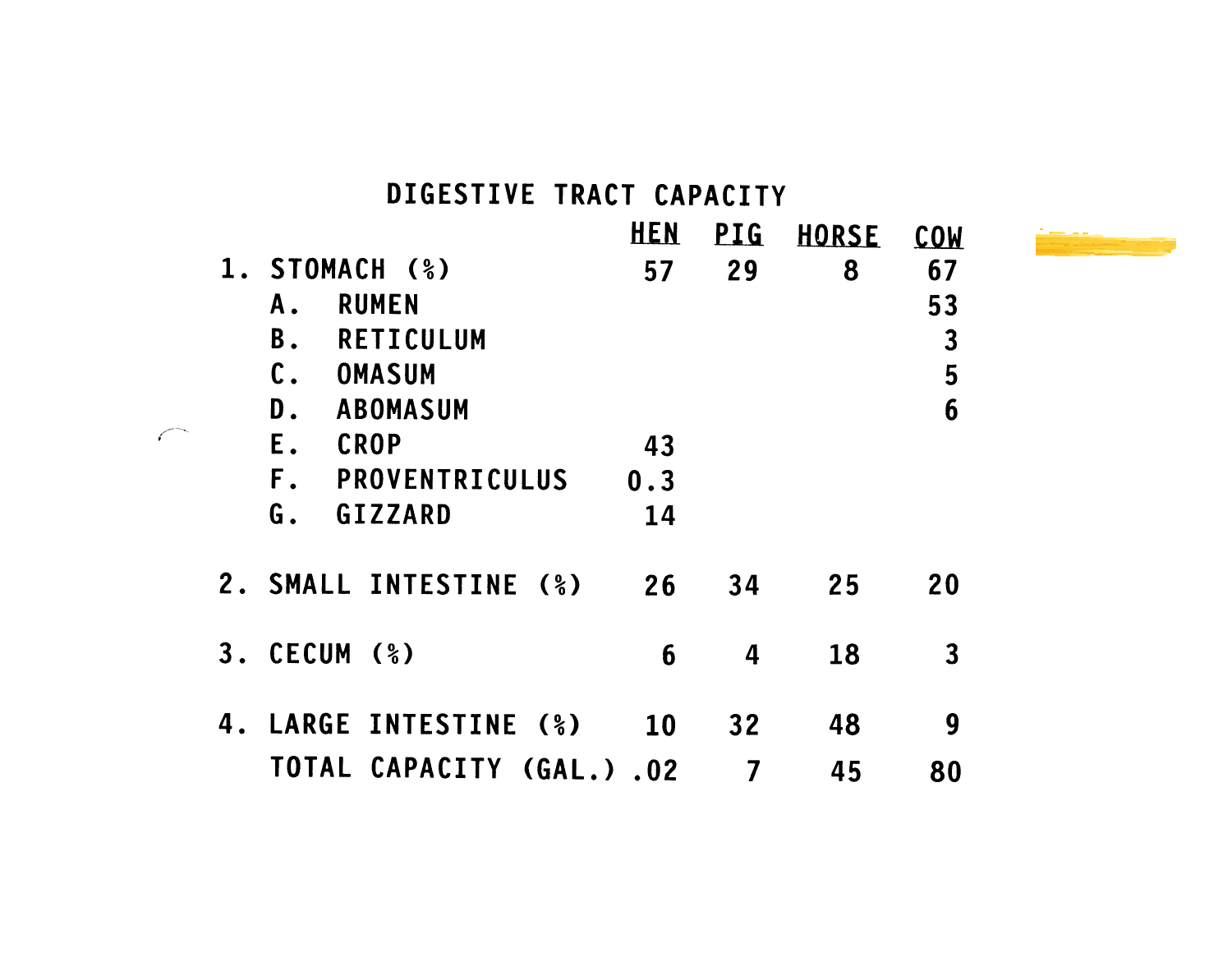# DIGESTIVE TRACT CAPACITY

| | HEN | PIG | HORSE | COW |
|---|---|---|---|---|
| 1. STOMACH (%) | 57 | 29 | 8 | 67 |
| A. RUMEN | | | | 53 |
| B. RETICULUM | | | | 3 |
| C. OMASUM | | | | 5 |
| D. ABOMASUM | | | | 6 |
| E. CROP | 43 | | | |
| F. PROVENTRICULUS | 0.3 | | | |
| G. GIZZARD | 14 | | | |
| 2. SMALL INTESTINE (%) | 26 | 34 | 25 | 20 |
| 3. CECUM (%) | 6 | 4 | 18 | 3 |
| 4. LARGE INTESTINE (%) | 10 | 32 | 48 | 9 |
| TOTAL CAPACITY (GAL.) | .02 | 7 | 45 | 80 |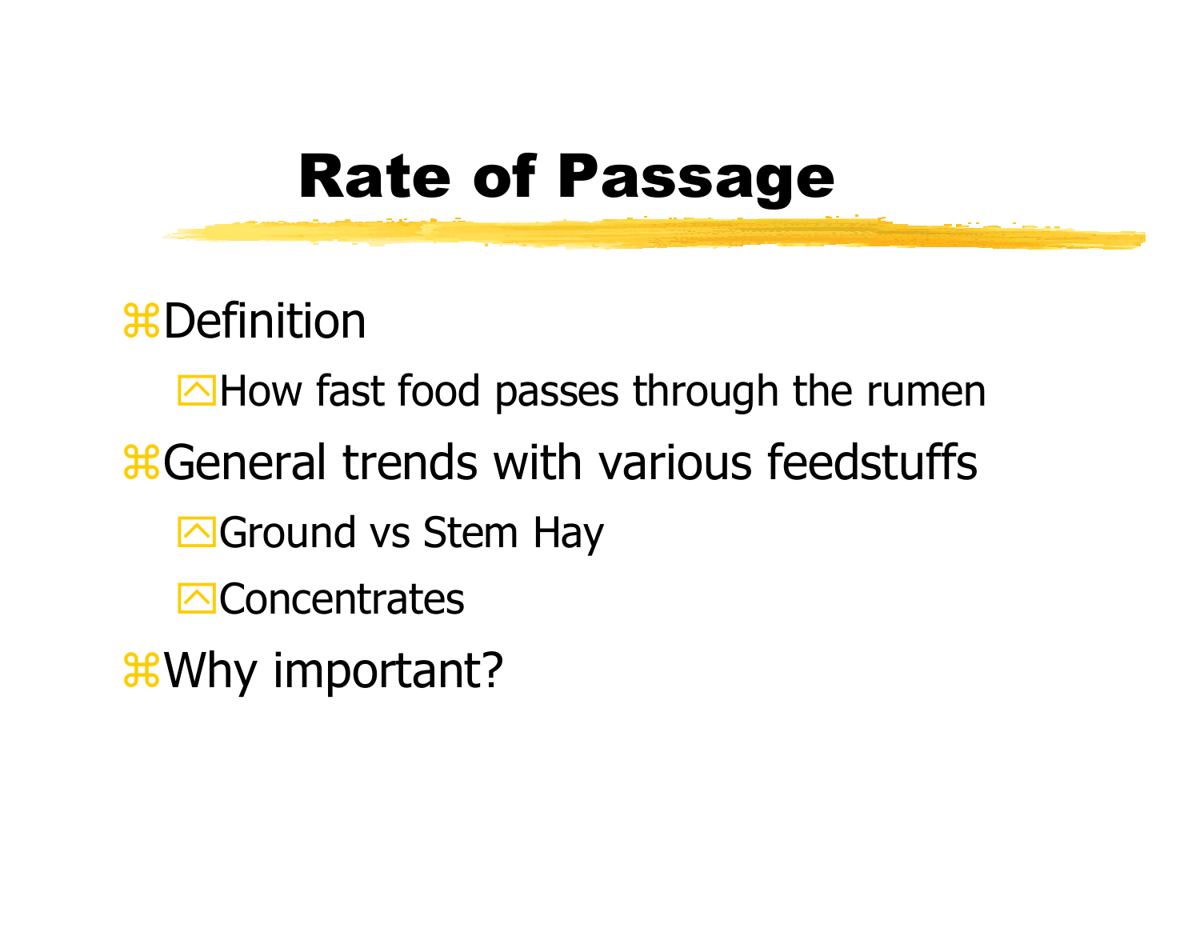# Rate of Passage

- Definition
  - How fast food passes through the rumen
- General trends with various feedstuffs
  - Ground vs Stem Hay
  - Concentrates
- Why important?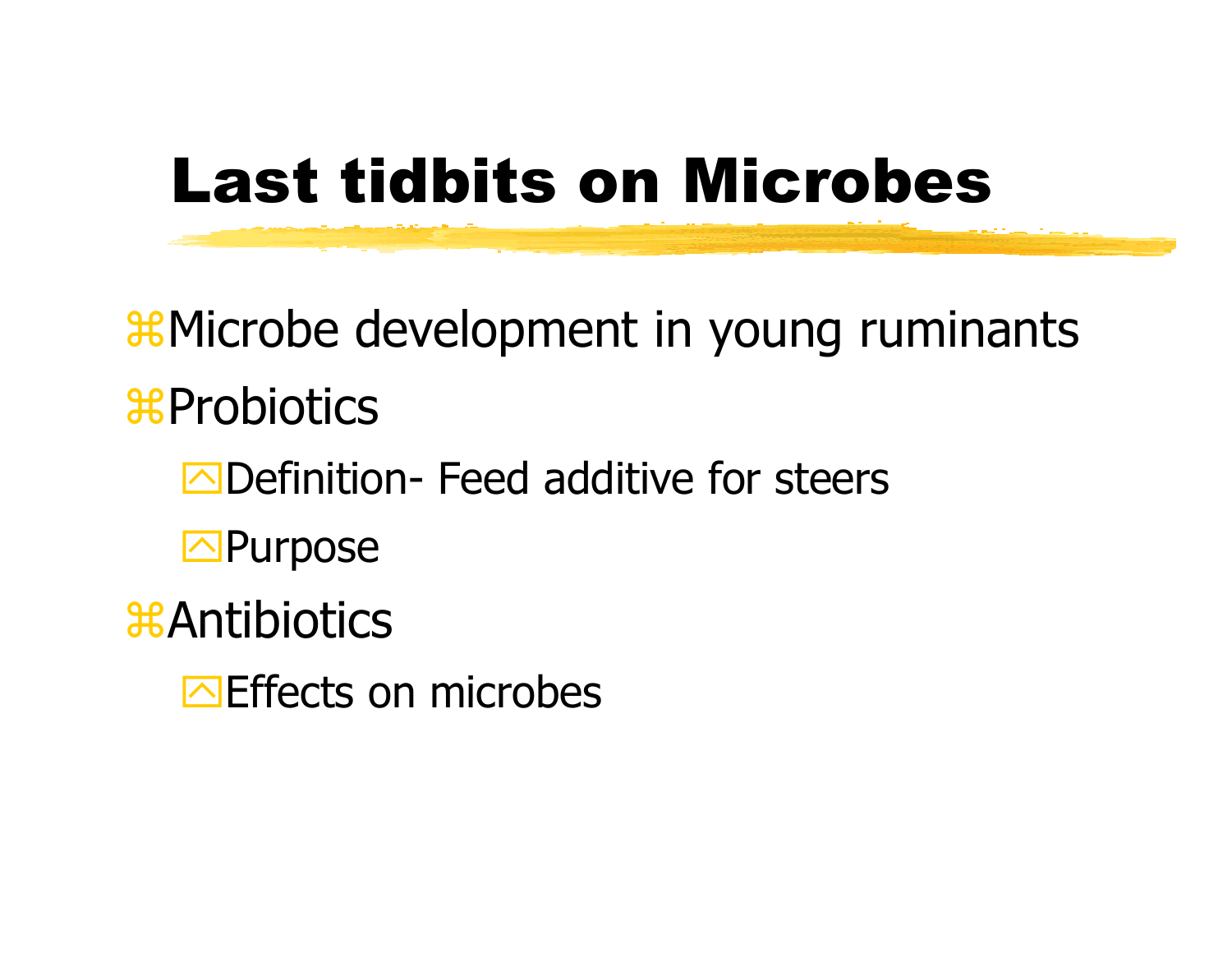# Last tidbits on Microbes

- Microbe development in young ruminants
- Probiotics
  - Definition- Feed additive for steers
  - Purpose
- Antibiotics
  - Effects on microbes